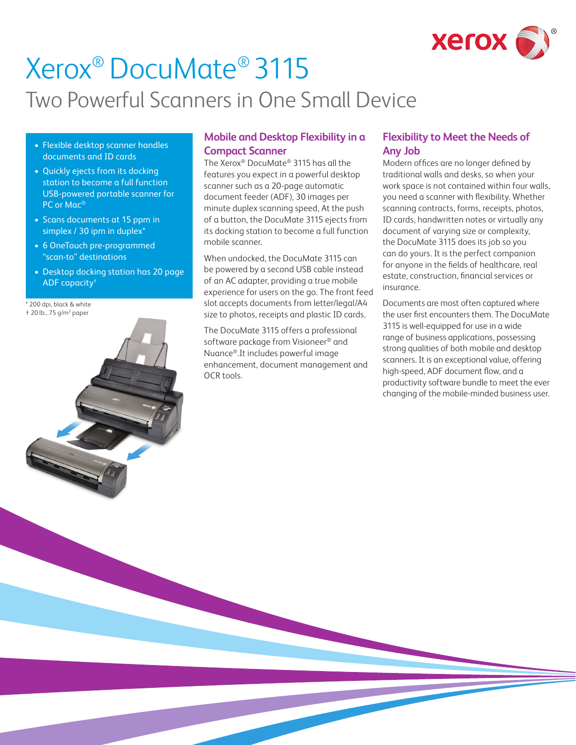# Xerox® DocuMate® 3115

## Two Powerful Scanners in One Small Device

- Flexible desktop scanner handles documents and ID cards
- Quickly ejects from its docking station to become a full function USB-powered portable scanner for PC or Mac®
- Scans documents at 15 ppm in simplex / 30 ipm in duplex*
- 6 OneTouch pre-programmed "scan-to" destinations
- Desktop docking station has 20 page ADF capacity†

\* 200 dpi, black & white
† 20 lb., 75 g/m² paper

### Mobile and Desktop Flexibility in a Compact Scanner

The Xerox® DocuMate® 3115 has all the features you expect in a powerful desktop scanner such as a 20-page automatic document feeder (ADF), 30 images per minute duplex scanning speed, At the push of a button, the DocuMate 3115 ejects from its docking station to become a full function mobile scanner.

When undocked, the DocuMate 3115 can be powered by a second USB cable instead of an AC adapter, providing a true mobile experience for users on the go. The front feed slot accepts documents from letter/legal/A4 size to photos, receipts and plastic ID cards.

The DocuMate 3115 offers a professional software package from Visioneer® and Nuance®.It includes powerful image enhancement, document management and OCR tools.

### Flexibility to Meet the Needs of Any Job

Modern offices are no longer defined by traditional walls and desks, so when your work space is not contained within four walls, you need a scanner with flexibility. Whether scanning contracts, forms, receipts, photos, ID cards, handwritten notes or virtually any document of varying size or complexity, the DocuMate 3115 does its job so you can do yours. It is the perfect companion for anyone in the fields of healthcare, real estate, construction, financial services or insurance.

Documents are most often captured where the user first encounters them. The DocuMate 3115 is well-equipped for use in a wide range of business applications, possessing strong qualities of both mobile and desktop scanners. It is an exceptional value, offering high-speed, ADF document flow, and a productivity software bundle to meet the ever changing of the mobile-minded business user.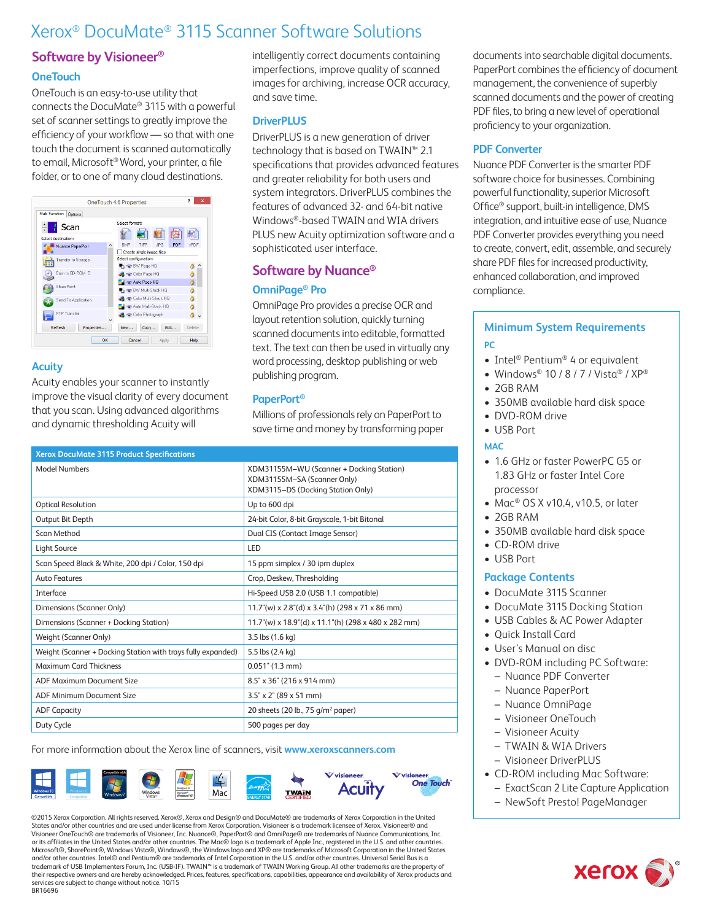// Xerox® DocuMate® 3115 Scanner Software Solutions

## Software by Visioneer®

### OneTouch

OneTouch is an easy-to-use utility that connects the DocuMate® 3115 with a powerful set of scanner settings to greatly improve the efficiency of your workflow — so that with one touch the document is scanned automatically to email, Microsoft® Word, your printer, a file folder, or to one of many cloud destinations.

### Acuity

Acuity enables your scanner to instantly improve the visual clarity of every document that you scan. Using advanced algorithms and dynamic thresholding Acuity will intelligently correct documents containing imperfections, improve quality of scanned images for archiving, increase OCR accuracy, and save time.

### DriverPLUS

DriverPLUS is a new generation of driver technology that is based on TWAIN™ 2.1 specifications that provides advanced features and greater reliability for both users and system integrators. DriverPLUS combines the features of advanced 32- and 64-bit native Windows®-based TWAIN and WIA drivers PLUS new Acuity optimization software and a sophisticated user interface.

## Software by Nuance®

### OmniPage® Pro

OmniPage Pro provides a precise OCR and layout retention solution, quickly turning scanned documents into editable, formatted text. The text can then be used in virtually any word processing, desktop publishing or web publishing program.

### PaperPort®

Millions of professionals rely on PaperPort to save time and money by transforming paper documents into searchable digital documents. PaperPort combines the efficiency of document management, the convenience of superbly scanned documents and the power of creating PDF files, to bring a new level of operational proficiency to your organization.

### PDF Converter

Nuance PDF Converter is the smarter PDF software choice for businesses. Combining powerful functionality, superior Microsoft Office® support, built-in intelligence, DMS integration, and intuitive ease of use, Nuance PDF Converter provides everything you need to create, convert, edit, assemble, and securely share PDF files for increased productivity, enhanced collaboration, and improved compliance.

| Xerox DocuMate 3115 Product Specifications | |
|---|---|
| Model Numbers | XDM31155M–WU (Scanner + Docking Station)<br>XDM31155M–SA (Scanner Only)<br>XDM3115–DS (Docking Station Only) |
| Optical Resolution | Up to 600 dpi |
| Output Bit Depth | 24-bit Color, 8-bit Grayscale, 1-bit Bitonal |
| Scan Method | Dual CIS (Contact Image Sensor) |
| Light Source | LED |
| Scan Speed Black & White, 200 dpi / Color, 150 dpi | 15 ppm simplex / 30 ipm duplex |
| Auto Features | Crop, Deskew, Thresholding |
| Interface | Hi-Speed USB 2.0 (USB 1.1 compatible) |
| Dimensions (Scanner Only) | 11.7"(w) x 2.8"(d) x 3.4"(h) (298 x 71 x 86 mm) |
| Dimensions (Scanner + Docking Station) | 11.7"(w) x 18.9"(d) x 11.1"(h) (298 x 480 x 282 mm) |
| Weight (Scanner Only) | 3.5 lbs (1.6 kg) |
| Weight (Scanner + Docking Station with trays fully expanded) | 5.5 lbs (2.4 kg) |
| Maximum Card Thickness | 0.051" (1.3 mm) |
| ADF Maximum Document Size | 8.5" x 36" (216 x 914 mm) |
| ADF Minimum Document Size | 3.5" x 2" (89 x 51 mm) |
| ADF Capacity | 20 sheets (20 lb., 75 g/m² paper) |
| Duty Cycle | 500 pages per day |

For more information about the Xerox line of scanners, visit **www.xeroxscanners.com**

### Minimum System Requirements

**PC**

- Intel® Pentium® 4 or equivalent
- Windows® 10 / 8 / 7 / Vista® / XP®
- 2GB RAM
- 350MB available hard disk space
- DVD-ROM drive
- USB Port

**MAC**

- 1.6 GHz or faster PowerPC G5 or 1.83 GHz or faster Intel Core processor
- Mac® OS X v10.4, v10.5, or later
- 2GB RAM
- 350MB available hard disk space
- CD-ROM drive
- USB Port

### Package Contents

- DocuMate 3115 Scanner
- DocuMate 3115 Docking Station
- USB Cables & AC Power Adapter
- Quick Install Card
- User's Manual on disc
- DVD-ROM including PC Software:
  - Nuance PDF Converter
  - Nuance PaperPort
  - Nuance OmniPage
  - Visioneer OneTouch
  - Visioneer Acuity
  - TWAIN & WIA Drivers
  - Visioneer DriverPLUS
- CD-ROM including Mac Software:
  - ExactScan 2 Lite Capture Application
  - NewSoft Presto! PageManager

©2015 Xerox Corporation. All rights reserved. Xerox®, Xerox and Design® and DocuMate® are trademarks of Xerox Corporation in the United States and/or other countries and are used under license from Xerox Corporation. Visioneer is a trademark licensee of Xerox. Visioneer® and Visioneer OneTouch® are trademarks of Visioneer, Inc. Nuance®, PaperPort® and OmniPage® are trademarks of Nuance Communications, Inc. or its affiliates in the United States and/or other countries. The Mac® logo is a trademark of Apple Inc., registered in the U.S. and other countries. Microsoft®, SharePoint®, Windows Vista®, Windows®, the Windows logo and XP® are trademarks of Microsoft Corporation in the United States and/or other countries. Intel® and Pentium® are trademarks of Intel Corporation in the U.S. and other countries. Universal Serial Bus is a trademark of USB Implementers Forum, Inc. (USB-IF). TWAIN™ is a trademark of TWAIN Working Group. All other trademarks are the property of their respective owners and are hereby acknowledged. Prices, features, specifications, capabilities, appearance and availability of Xerox products and services are subject to change without notice. 10/15
BR16696